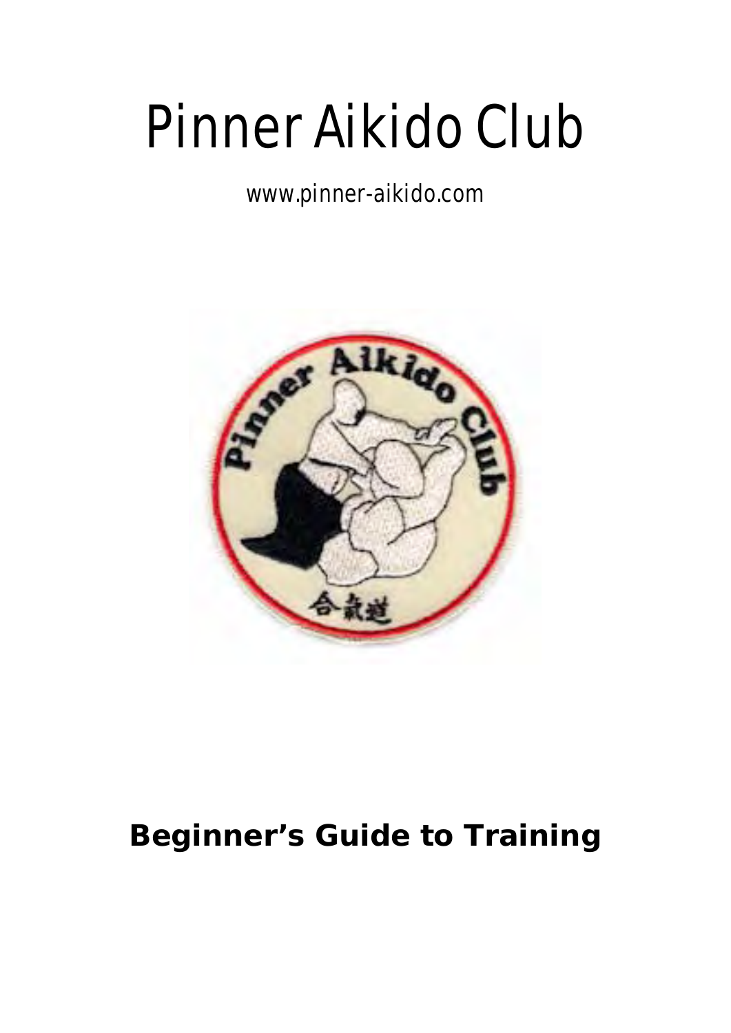# Pinner Aikido Club

www.pinner-aikido.com

## Beginner's Guide to Training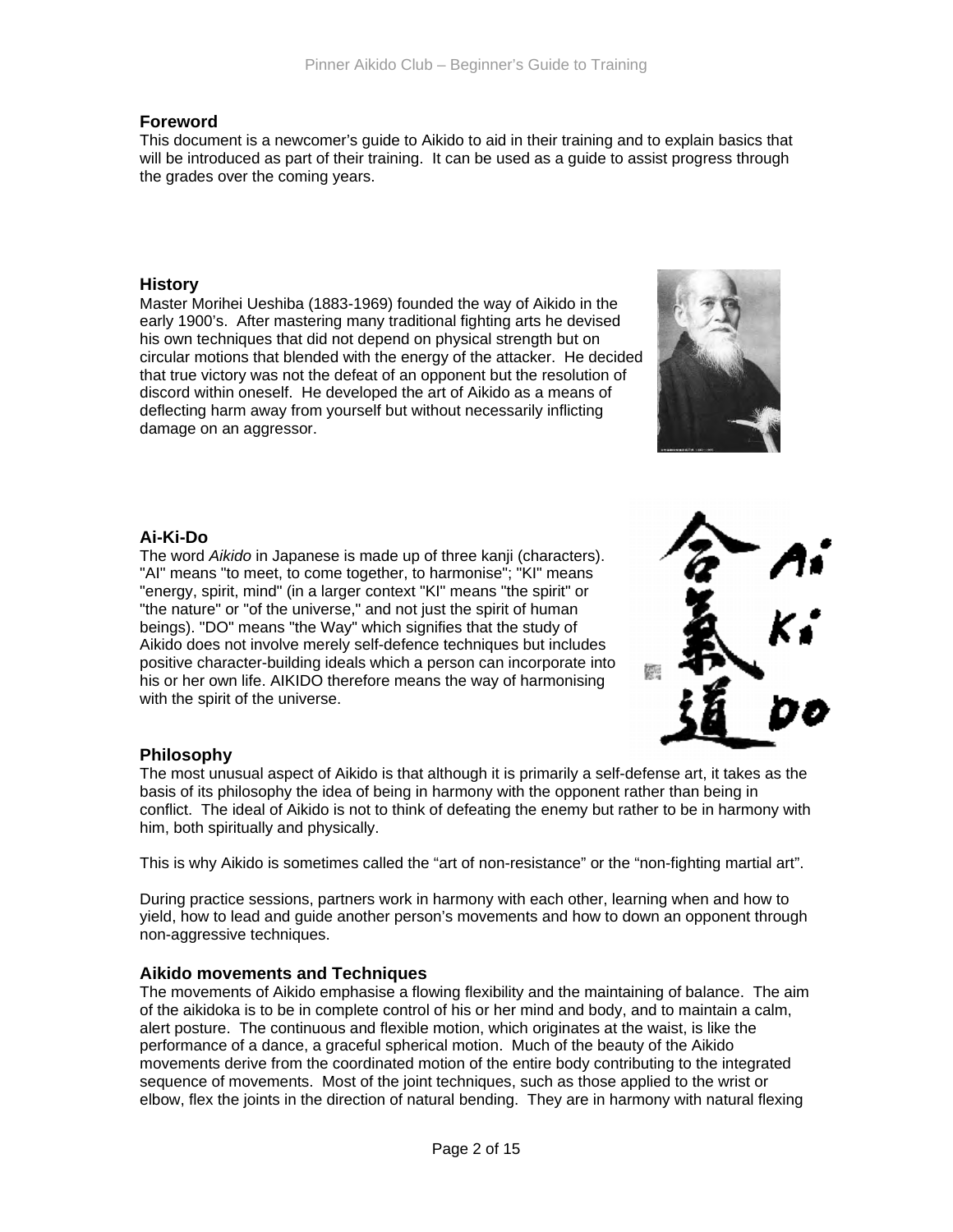## Foreword

This document is a newcomer's guide to Aikido to aid in their training and to explain basics that will be introduced as part of their training. It can be used as a guide to assist progress through the grades over the coming years.

## History

Master Morihei Ueshiba (1883-1969) founded the way of Aikido in the early 1900's. After mastering many traditional fighting arts he devised his own techniques that did not depend on physical strength but on circular motions that blended with the energy of the attacker. He decided that true victory was not the defeat of an opponent but the resolution of discord within oneself. He developed the art of Aikido as a means of deflecting harm away from yourself but without necessarily inflicting damage on an aggressor.

## Ai-Ki-Do

The word *Aikido* in Japanese is made up of three kanji (characters). "AI" means "to meet, to come together, to harmonise"; "KI" means "energy, spirit, mind" (in a larger context "KI" means "the spirit" or "the nature" or "of the universe," and not just the spirit of human beings). "DO" means "the Way" which signifies that the study of Aikido does not involve merely self-defence techniques but includes positive character-building ideals which a person can incorporate into his or her own life. AIKIDO therefore means the way of harmonising with the spirit of the universe.

## Philosophy

The most unusual aspect of Aikido is that although it is primarily a self-defense art, it takes as the basis of its philosophy the idea of being in harmony with the opponent rather than being in conflict. The ideal of Aikido is not to think of defeating the enemy but rather to be in harmony with him, both spiritually and physically.

This is why Aikido is sometimes called the "art of non-resistance" or the "non-fighting martial art".

During practice sessions, partners work in harmony with each other, learning when and how to yield, how to lead and guide another person's movements and how to down an opponent through non-aggressive techniques.

## Aikido movements and Techniques

The movements of Aikido emphasise a flowing flexibility and the maintaining of balance. The aim of the aikidoka is to be in complete control of his or her mind and body, and to maintain a calm, alert posture. The continuous and flexible motion, which originates at the waist, is like the performance of a dance, a graceful spherical motion. Much of the beauty of the Aikido movements derive from the coordinated motion of the entire body contributing to the integrated sequence of movements. Most of the joint techniques, such as those applied to the wrist or elbow, flex the joints in the direction of natural bending. They are in harmony with natural flexing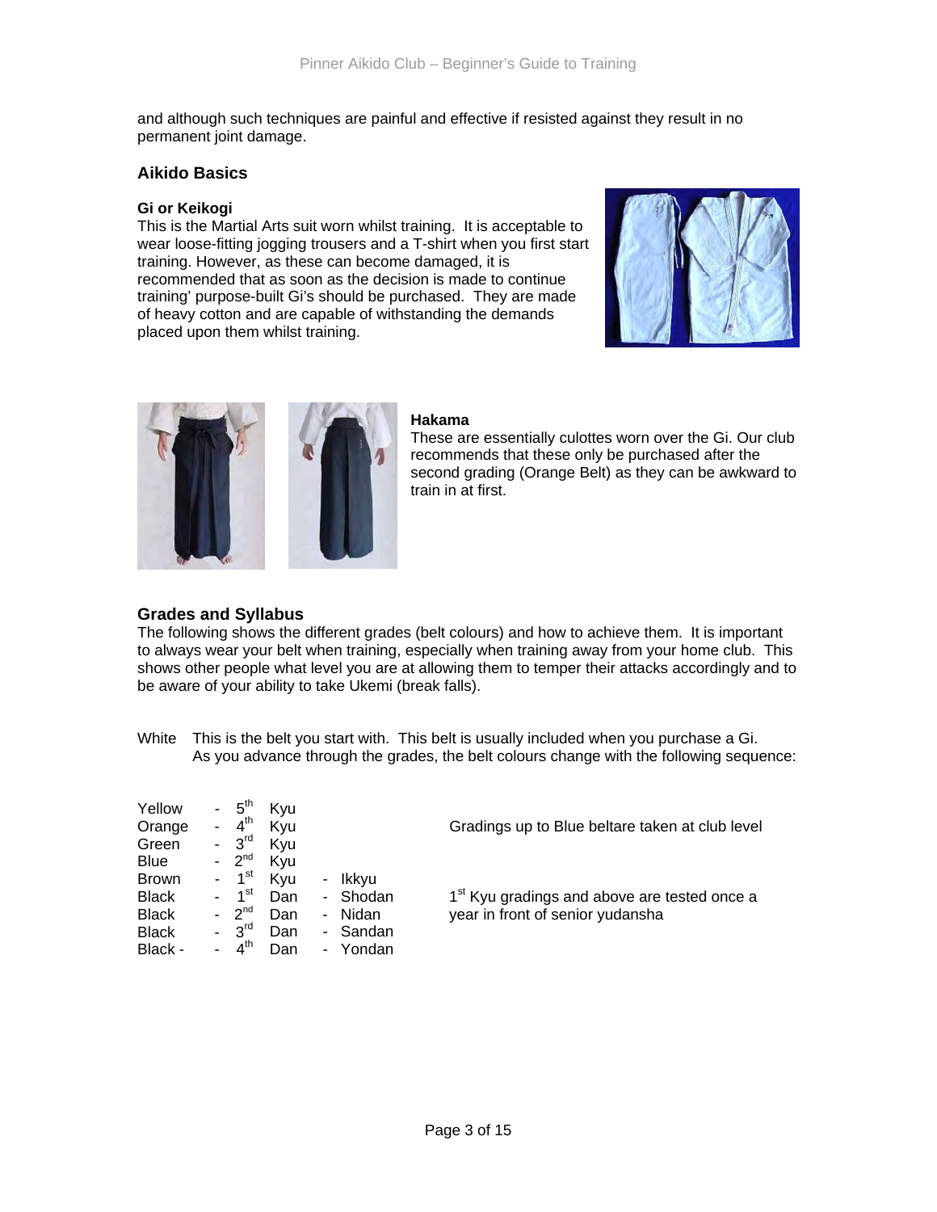and although such techniques are painful and effective if resisted against they result in no permanent joint damage.

## Aikido Basics

#### Gi or Keikogi

This is the Martial Arts suit worn whilst training. It is acceptable to wear loose-fitting jogging trousers and a T-shirt when you first start training. However, as these can become damaged, it is recommended that as soon as the decision is made to continue training' purpose-built Gi's should be purchased. They are made of heavy cotton and are capable of withstanding the demands placed upon them whilst training.

#### Hakama

These are essentially culottes worn over the Gi. Our club recommends that these only be purchased after the second grading (Orange Belt) as they can be awkward to train in at first.

## Grades and Syllabus

The following shows the different grades (belt colours) and how to achieve them. It is important to always wear your belt when training, especially when training away from your home club. This shows other people what level you are at allowing them to temper their attacks accordingly and to be aware of your ability to take Ukemi (break falls).

White This is the belt you start with. This belt is usually included when you purchase a Gi. As you advance through the grades, the belt colours change with the following sequence:

| Belt | Grade | | Name | Notes |
|---|---|---|---|---|
| Yellow | 5th | Kyu | | Gradings up to Blue beltare taken at club level |
| Orange | 4th | Kyu | | |
| Green | 3rd | Kyu | | |
| Blue | 2nd | Kyu | | |
| Brown | 1st | Kyu | Ikkyu | 1st Kyu gradings and above are tested once a year in front of senior yudansha |
| Black | 1st | Dan | Shodan | |
| Black | 2nd | Dan | Nidan | |
| Black | 3rd | Dan | Sandan | |
| Black - | 4th | Dan | Yondan | |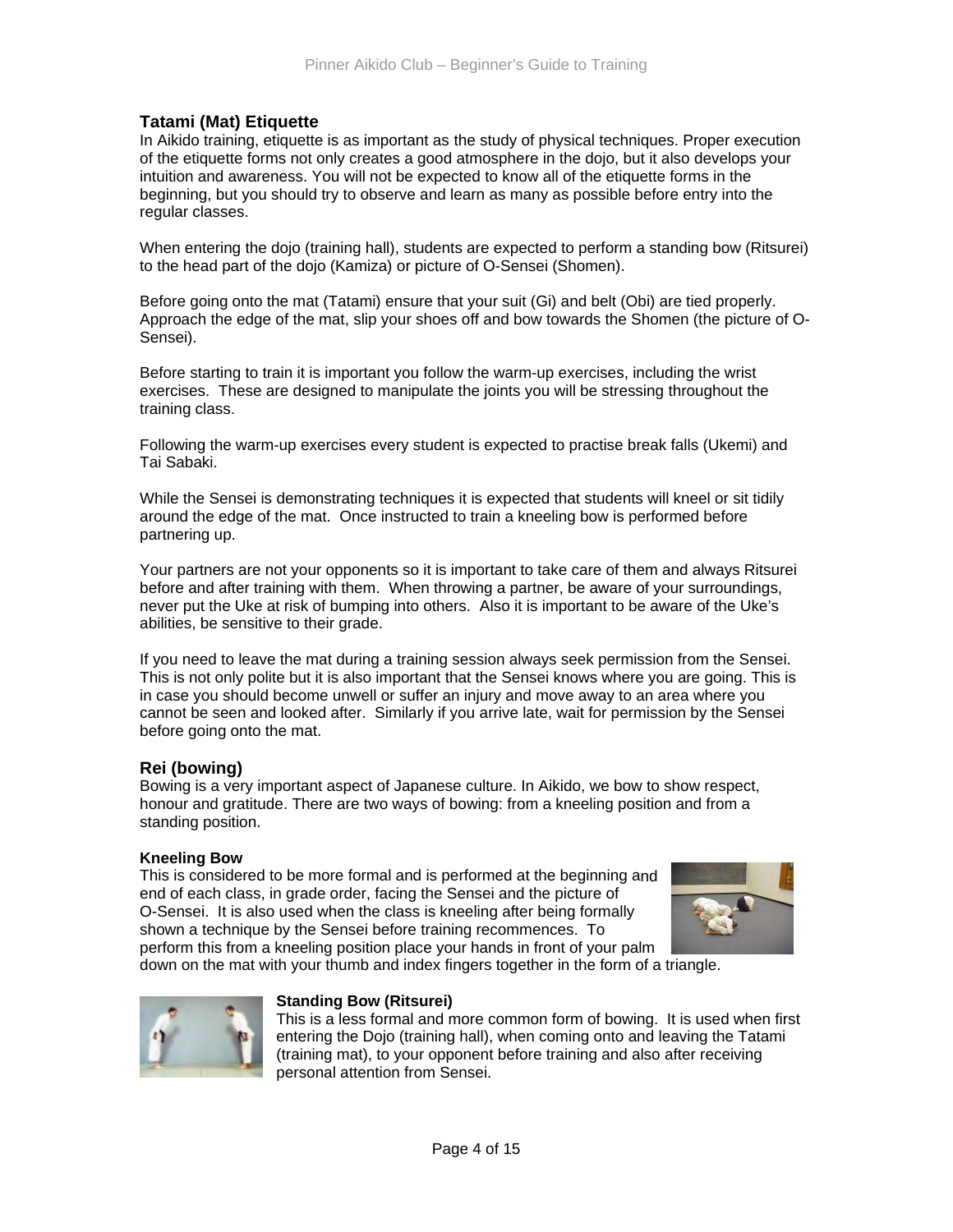## Tatami (Mat) Etiquette

In Aikido training, etiquette is as important as the study of physical techniques. Proper execution of the etiquette forms not only creates a good atmosphere in the dojo, but it also develops your intuition and awareness. You will not be expected to know all of the etiquette forms in the beginning, but you should try to observe and learn as many as possible before entry into the regular classes.

When entering the dojo (training hall), students are expected to perform a standing bow (Ritsurei) to the head part of the dojo (Kamiza) or picture of O-Sensei (Shomen).

Before going onto the mat (Tatami) ensure that your suit (Gi) and belt (Obi) are tied properly. Approach the edge of the mat, slip your shoes off and bow towards the Shomen (the picture of O-Sensei).

Before starting to train it is important you follow the warm-up exercises, including the wrist exercises. These are designed to manipulate the joints you will be stressing throughout the training class.

Following the warm-up exercises every student is expected to practise break falls (Ukemi) and Tai Sabaki.

While the Sensei is demonstrating techniques it is expected that students will kneel or sit tidily around the edge of the mat. Once instructed to train a kneeling bow is performed before partnering up.

Your partners are not your opponents so it is important to take care of them and always Ritsurei before and after training with them. When throwing a partner, be aware of your surroundings, never put the Uke at risk of bumping into others. Also it is important to be aware of the Uke's abilities, be sensitive to their grade.

If you need to leave the mat during a training session always seek permission from the Sensei. This is not only polite but it is also important that the Sensei knows where you are going. This is in case you should become unwell or suffer an injury and move away to an area where you cannot be seen and looked after. Similarly if you arrive late, wait for permission by the Sensei before going onto the mat.

## Rei (bowing)

Bowing is a very important aspect of Japanese culture. In Aikido, we bow to show respect, honour and gratitude. There are two ways of bowing: from a kneeling position and from a standing position.

### Kneeling Bow

This is considered to be more formal and is performed at the beginning and end of each class, in grade order, facing the Sensei and the picture of O-Sensei. It is also used when the class is kneeling after being formally shown a technique by the Sensei before training recommences. To perform this from a kneeling position place your hands in front of your palm down on the mat with your thumb and index fingers together in the form of a triangle.

### Standing Bow (Ritsurei)

This is a less formal and more common form of bowing. It is used when first entering the Dojo (training hall), when coming onto and leaving the Tatami (training mat), to your opponent before training and also after receiving personal attention from Sensei.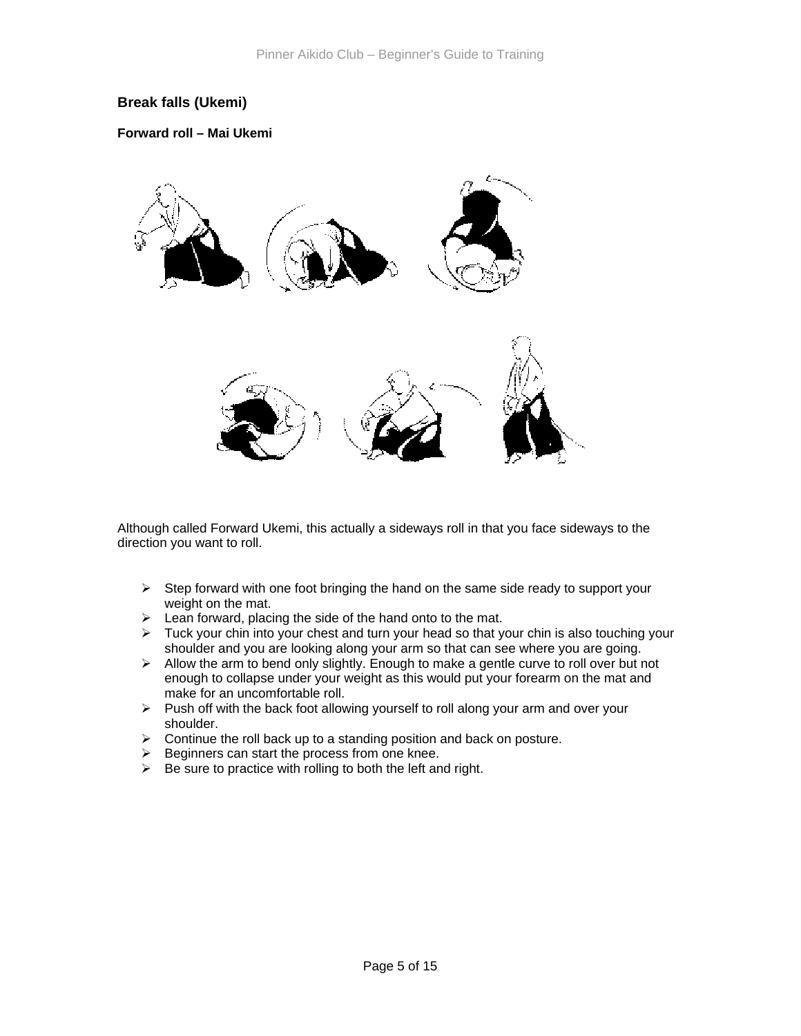## Break falls (Ukemi)

### Forward roll – Mai Ukemi

Although called Forward Ukemi, this actually a sideways roll in that you face sideways to the direction you want to roll.

- Step forward with one foot bringing the hand on the same side ready to support your weight on the mat.
- Lean forward, placing the side of the hand onto to the mat.
- Tuck your chin into your chest and turn your head so that your chin is also touching your shoulder and you are looking along your arm so that can see where you are going.
- Allow the arm to bend only slightly. Enough to make a gentle curve to roll over but not enough to collapse under your weight as this would put your forearm on the mat and make for an uncomfortable roll.
- Push off with the back foot allowing yourself to roll along your arm and over your shoulder.
- Continue the roll back up to a standing position and back on posture.
- Beginners can start the process from one knee.
- Be sure to practice with rolling to both the left and right.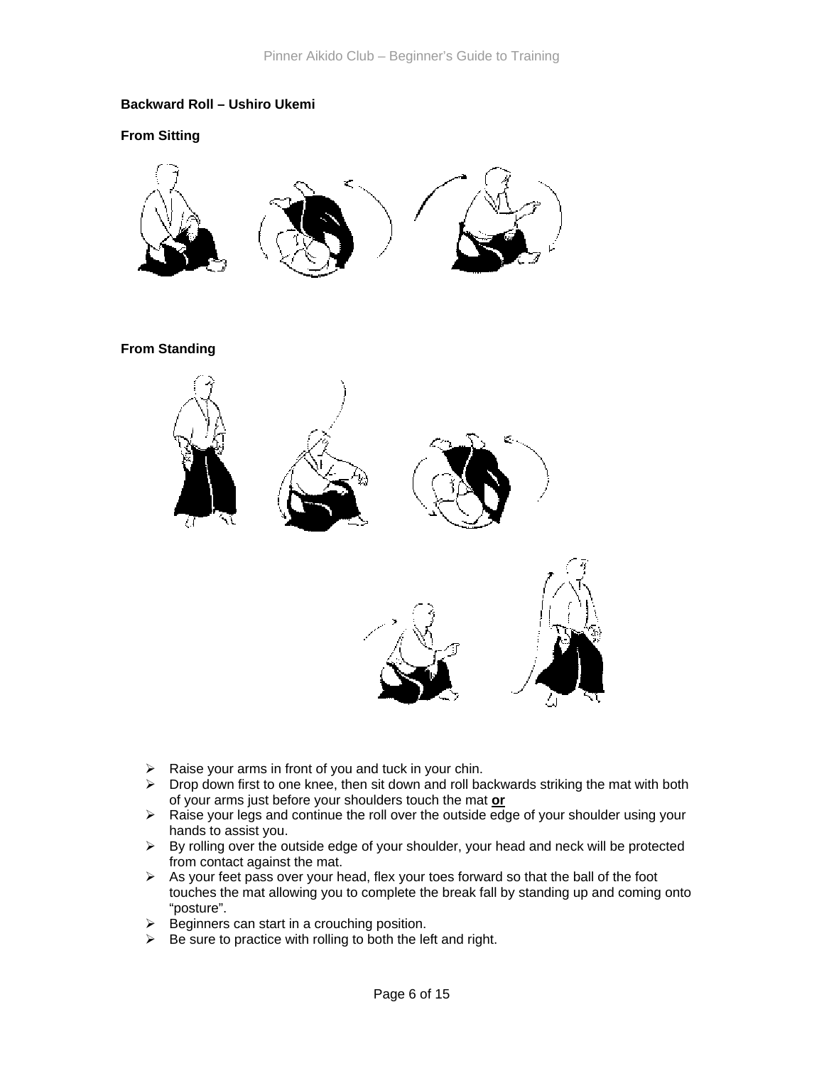**Backward Roll – Ushiro Ukemi**

**From Sitting**

**From Standing**

- Raise your arms in front of you and tuck in your chin.
- Drop down first to one knee, then sit down and roll backwards striking the mat with both of your arms just before your shoulders touch the mat **or**
- Raise your legs and continue the roll over the outside edge of your shoulder using your hands to assist you.
- By rolling over the outside edge of your shoulder, your head and neck will be protected from contact against the mat.
- As your feet pass over your head, flex your toes forward so that the ball of the foot touches the mat allowing you to complete the break fall by standing up and coming onto "posture".
- Beginners can start in a crouching position.
- Be sure to practice with rolling to both the left and right.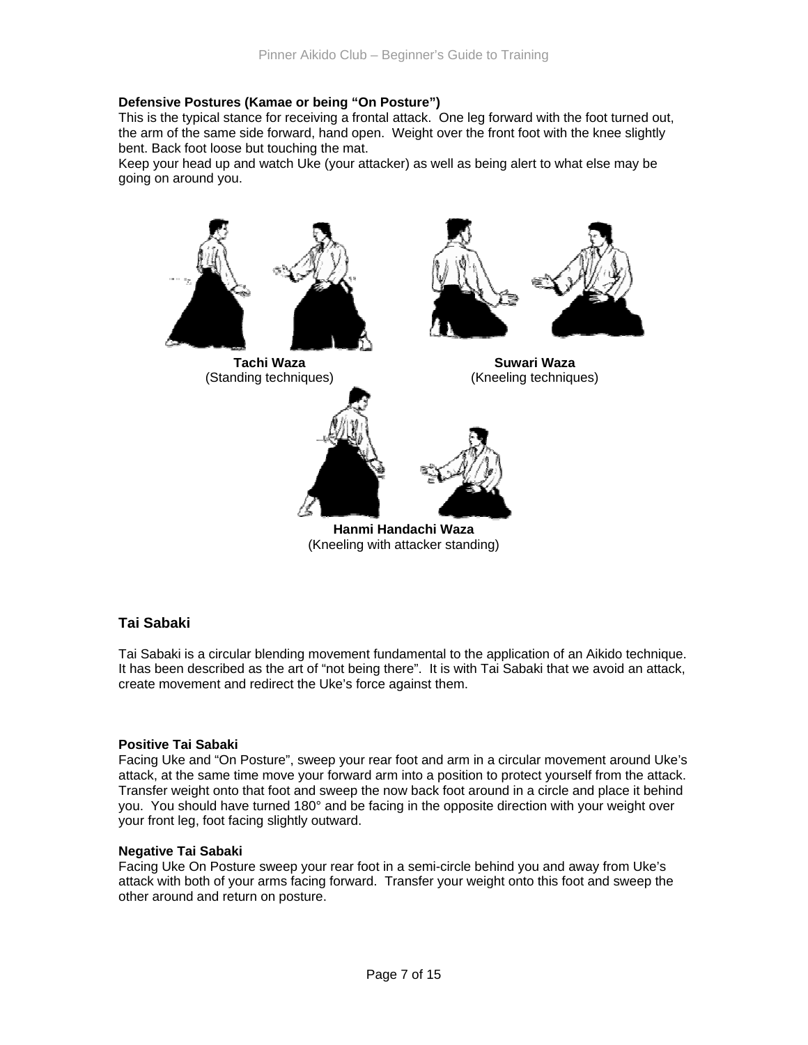**Defensive Postures (Kamae or being "On Posture")**

This is the typical stance for receiving a frontal attack. One leg forward with the foot turned out, the arm of the same side forward, hand open. Weight over the front foot with the knee slightly bent. Back foot loose but touching the mat.

Keep your head up and watch Uke (your attacker) as well as being alert to what else may be going on around you.

**Tachi Waza**
(Standing techniques)

**Suwari Waza**
(Kneeling techniques)

**Hanmi Handachi Waza**
(Kneeling with attacker standing)

## Tai Sabaki

Tai Sabaki is a circular blending movement fundamental to the application of an Aikido technique. It has been described as the art of "not being there". It is with Tai Sabaki that we avoid an attack, create movement and redirect the Uke's force against them.

**Positive Tai Sabaki**

Facing Uke and "On Posture", sweep your rear foot and arm in a circular movement around Uke's attack, at the same time move your forward arm into a position to protect yourself from the attack. Transfer weight onto that foot and sweep the now back foot around in a circle and place it behind you. You should have turned 180° and be facing in the opposite direction with your weight over your front leg, foot facing slightly outward.

**Negative Tai Sabaki**

Facing Uke On Posture sweep your rear foot in a semi-circle behind you and away from Uke's attack with both of your arms facing forward. Transfer your weight onto this foot and sweep the other around and return on posture.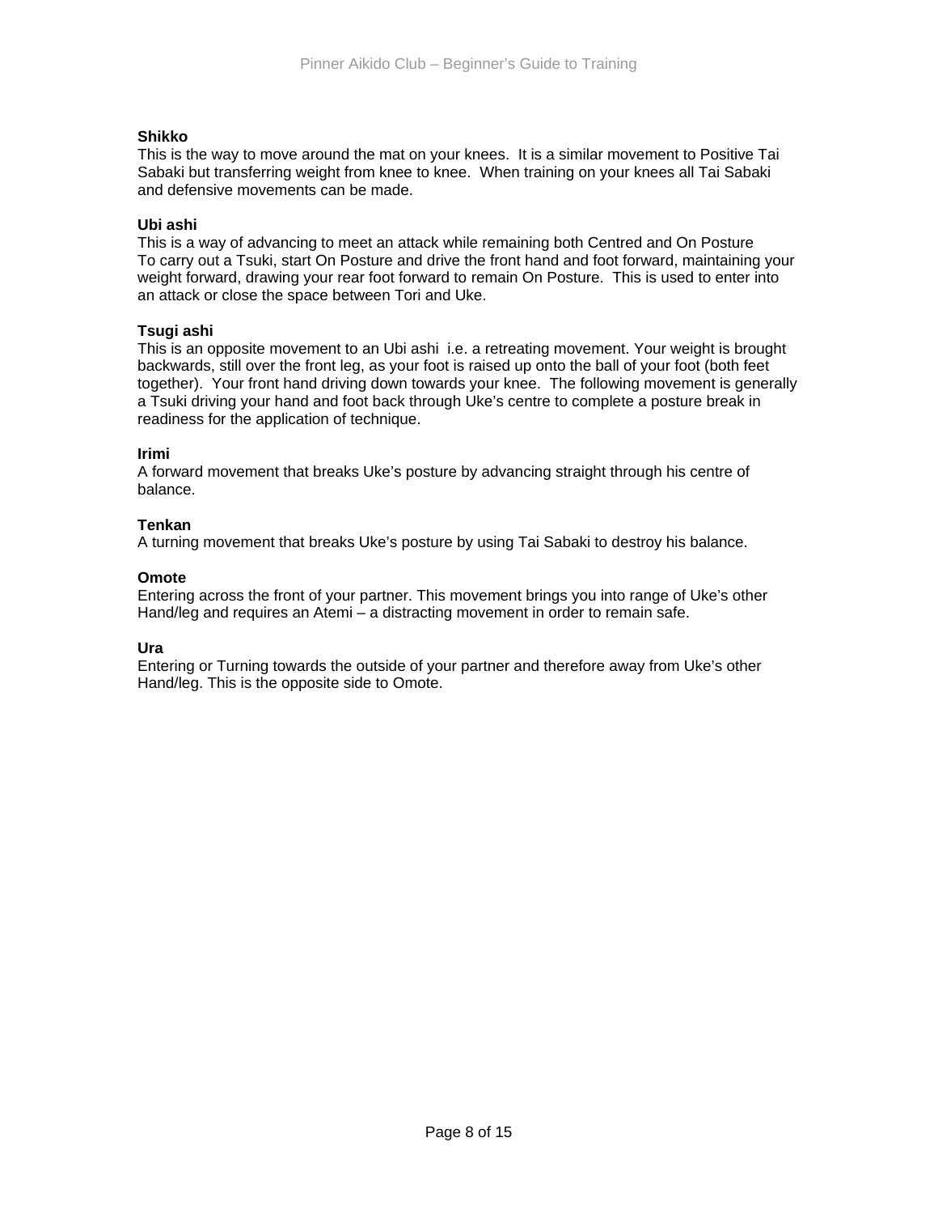**Shikko**
This is the way to move around the mat on your knees. It is a similar movement to Positive Tai Sabaki but transferring weight from knee to knee. When training on your knees all Tai Sabaki and defensive movements can be made.

**Ubi ashi**
This is a way of advancing to meet an attack while remaining both Centred and On Posture
To carry out a Tsuki, start On Posture and drive the front hand and foot forward, maintaining your weight forward, drawing your rear foot forward to remain On Posture. This is used to enter into an attack or close the space between Tori and Uke.

**Tsugi ashi**
This is an opposite movement to an Ubi ashi i.e. a retreating movement. Your weight is brought backwards, still over the front leg, as your foot is raised up onto the ball of your foot (both feet together). Your front hand driving down towards your knee. The following movement is generally a Tsuki driving your hand and foot back through Uke's centre to complete a posture break in readiness for the application of technique.

**Irimi**
A forward movement that breaks Uke's posture by advancing straight through his centre of balance.

**Tenkan**
A turning movement that breaks Uke's posture by using Tai Sabaki to destroy his balance.

**Omote**
Entering across the front of your partner. This movement brings you into range of Uke's other Hand/leg and requires an Atemi – a distracting movement in order to remain safe.

**Ura**
Entering or Turning towards the outside of your partner and therefore away from Uke's other Hand/leg. This is the opposite side to Omote.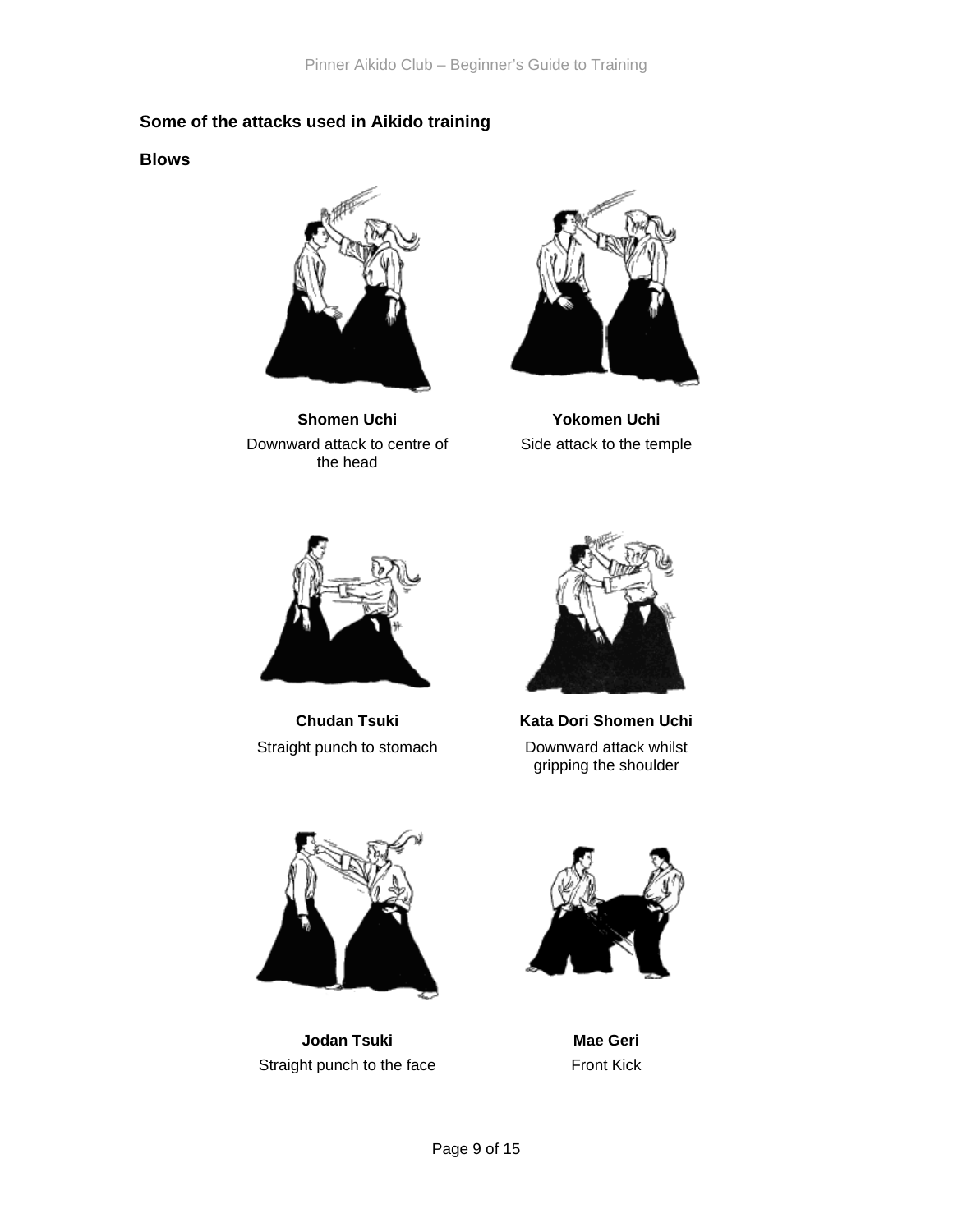## Some of the attacks used in Aikido training

### Blows

**Shomen Uchi**
Downward attack to centre of the head

**Yokomen Uchi**
Side attack to the temple

**Chudan Tsuki**
Straight punch to stomach

**Kata Dori Shomen Uchi**
Downward attack whilst gripping the shoulder

**Jodan Tsuki**
Straight punch to the face

**Mae Geri**
Front Kick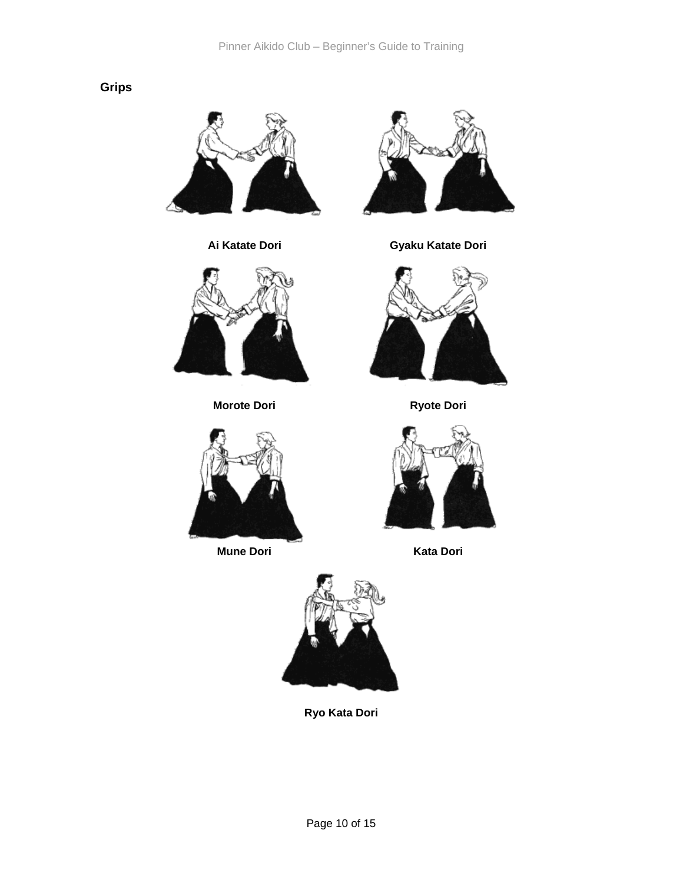## Grips

Ai Katate Dori

Gyaku Katate Dori

Morote Dori

Ryote Dori

Mune Dori

Kata Dori

Ryo Kata Dori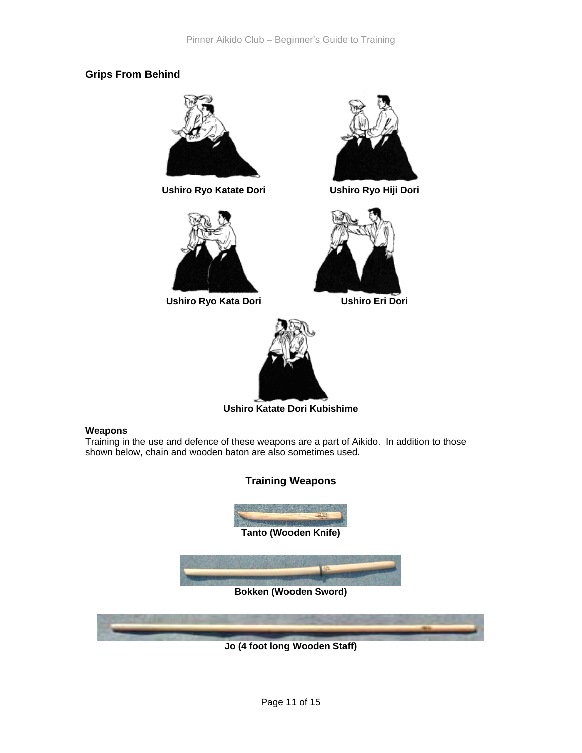## Grips From Behind

**Ushiro Ryo Katate Dori**

**Ushiro Ryo Hiji Dori**

**Ushiro Ryo Kata Dori**

**Ushiro Eri Dori**

**Ushiro Katate Dori Kubishime**

**Weapons**

Training in the use and defence of these weapons are a part of Aikido. In addition to those shown below, chain and wooden baton are also sometimes used.

### Training Weapons

**Tanto (Wooden Knife)**

**Bokken (Wooden Sword)**

**Jo (4 foot long Wooden Staff)**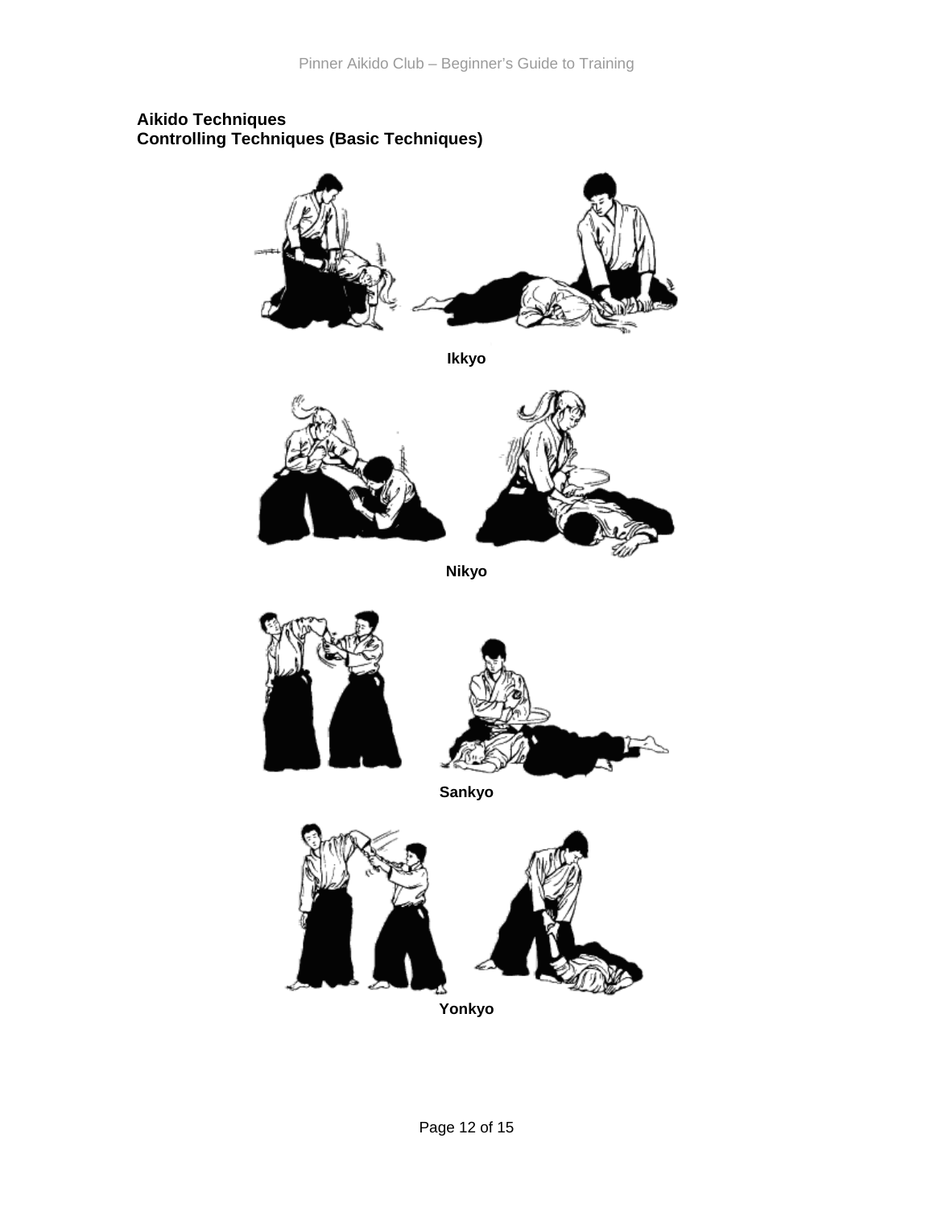**Aikido Techniques**
**Controlling Techniques (Basic Techniques)**

**Ikkyo**

**Nikyo**

**Sankyo**

**Yonkyo**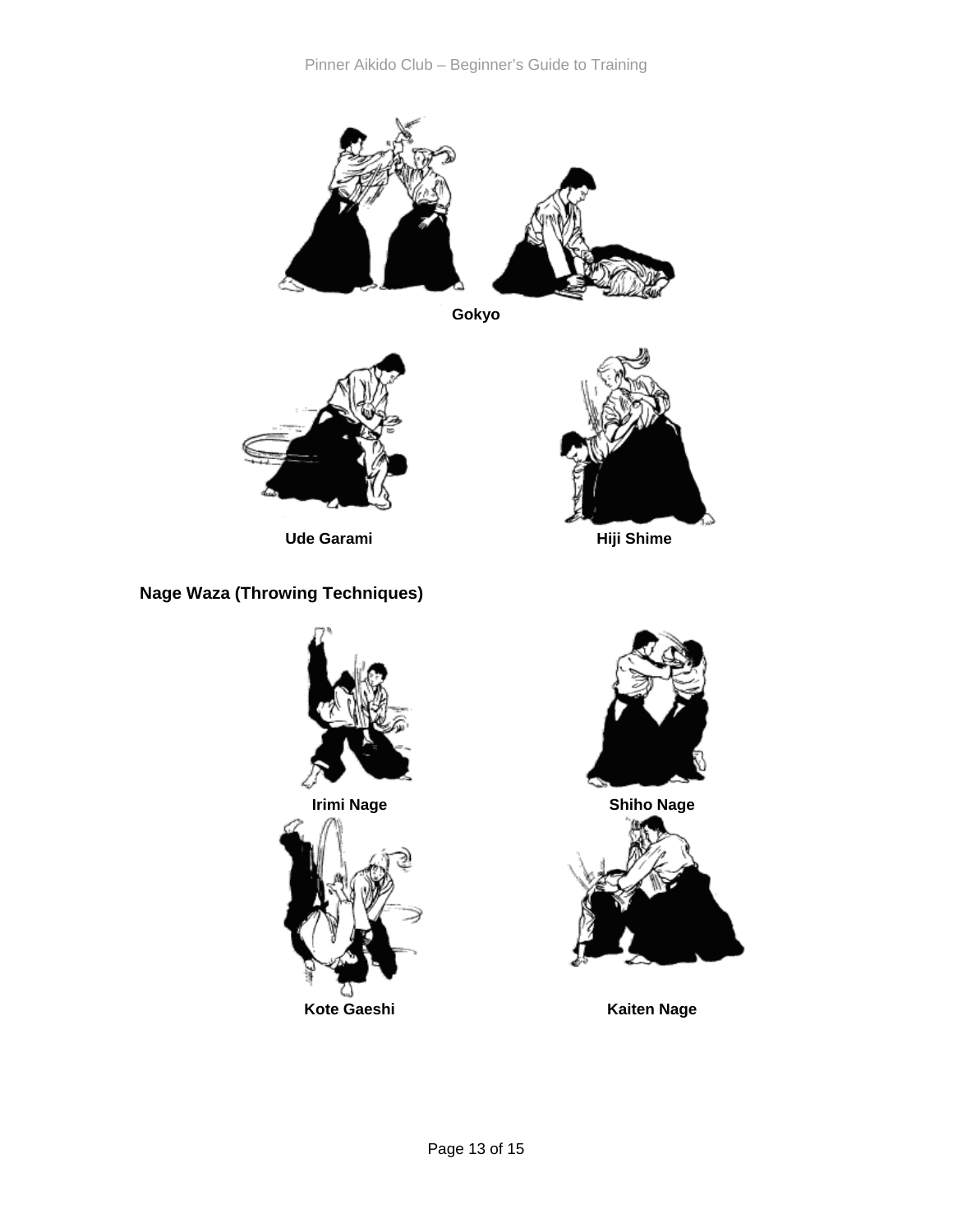Gokyo

Ude Garami

Hiji Shime

## Nage Waza (Throwing Techniques)

Irimi Nage

Shiho Nage

Kote Gaeshi

Kaiten Nage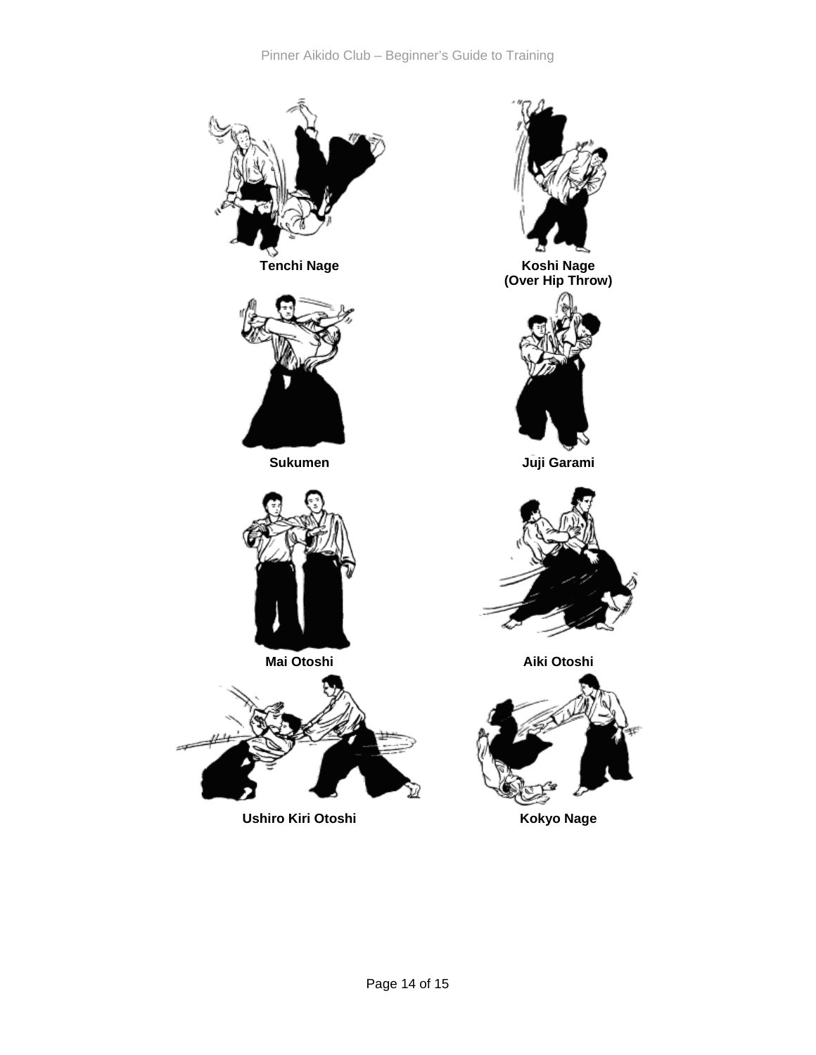**Tenchi Nage**

**Koshi Nage (Over Hip Throw)**

**Sukumen**

**Juji Garami**

**Mai Otoshi**

**Aiki Otoshi**

**Ushiro Kiri Otoshi**

**Kokyo Nage**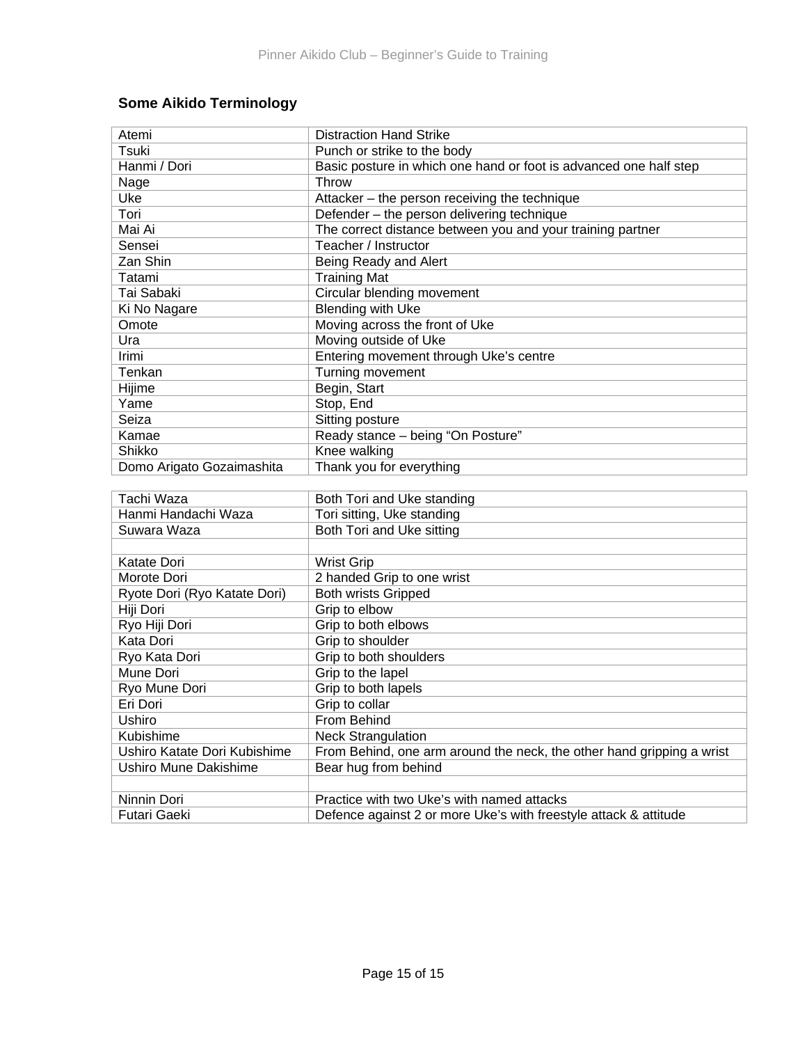### Some Aikido Terminology

| | |
|---|---|
| Atemi | Distraction Hand Strike |
| Tsuki | Punch or strike to the body |
| Hanmi / Dori | Basic posture in which one hand or foot is advanced one half step |
| Nage | Throw |
| Uke | Attacker – the person receiving the technique |
| Tori | Defender – the person delivering technique |
| Mai Ai | The correct distance between you and your training partner |
| Sensei | Teacher / Instructor |
| Zan Shin | Being Ready and Alert |
| Tatami | Training Mat |
| Tai Sabaki | Circular blending movement |
| Ki No Nagare | Blending with Uke |
| Omote | Moving across the front of Uke |
| Ura | Moving outside of Uke |
| Irimi | Entering movement through Uke's centre |
| Tenkan | Turning movement |
| Hijime | Begin, Start |
| Yame | Stop, End |
| Seiza | Sitting posture |
| Kamae | Ready stance – being "On Posture" |
| Shikko | Knee walking |
| Domo Arigato Gozaimashita | Thank you for everything |

| | |
|---|---|
| Tachi Waza | Both Tori and Uke standing |
| Hanmi Handachi Waza | Tori sitting, Uke standing |
| Suwara Waza | Both Tori and Uke sitting |
| | |
| Katate Dori | Wrist Grip |
| Morote Dori | 2 handed Grip to one wrist |
| Ryote Dori (Ryo Katate Dori) | Both wrists Gripped |
| Hiji Dori | Grip to elbow |
| Ryo Hiji Dori | Grip to both elbows |
| Kata Dori | Grip to shoulder |
| Ryo Kata Dori | Grip to both shoulders |
| Mune Dori | Grip to the lapel |
| Ryo Mune Dori | Grip to both lapels |
| Eri Dori | Grip to collar |
| Ushiro | From Behind |
| Kubishime | Neck Strangulation |
| Ushiro Katate Dori Kubishime | From Behind, one arm around the neck, the other hand gripping a wrist |
| Ushiro Mune Dakishime | Bear hug from behind |
| | |
| Ninnin Dori | Practice with two Uke's with named attacks |
| Futari Gaeki | Defence against 2 or more Uke's with freestyle attack & attitude |